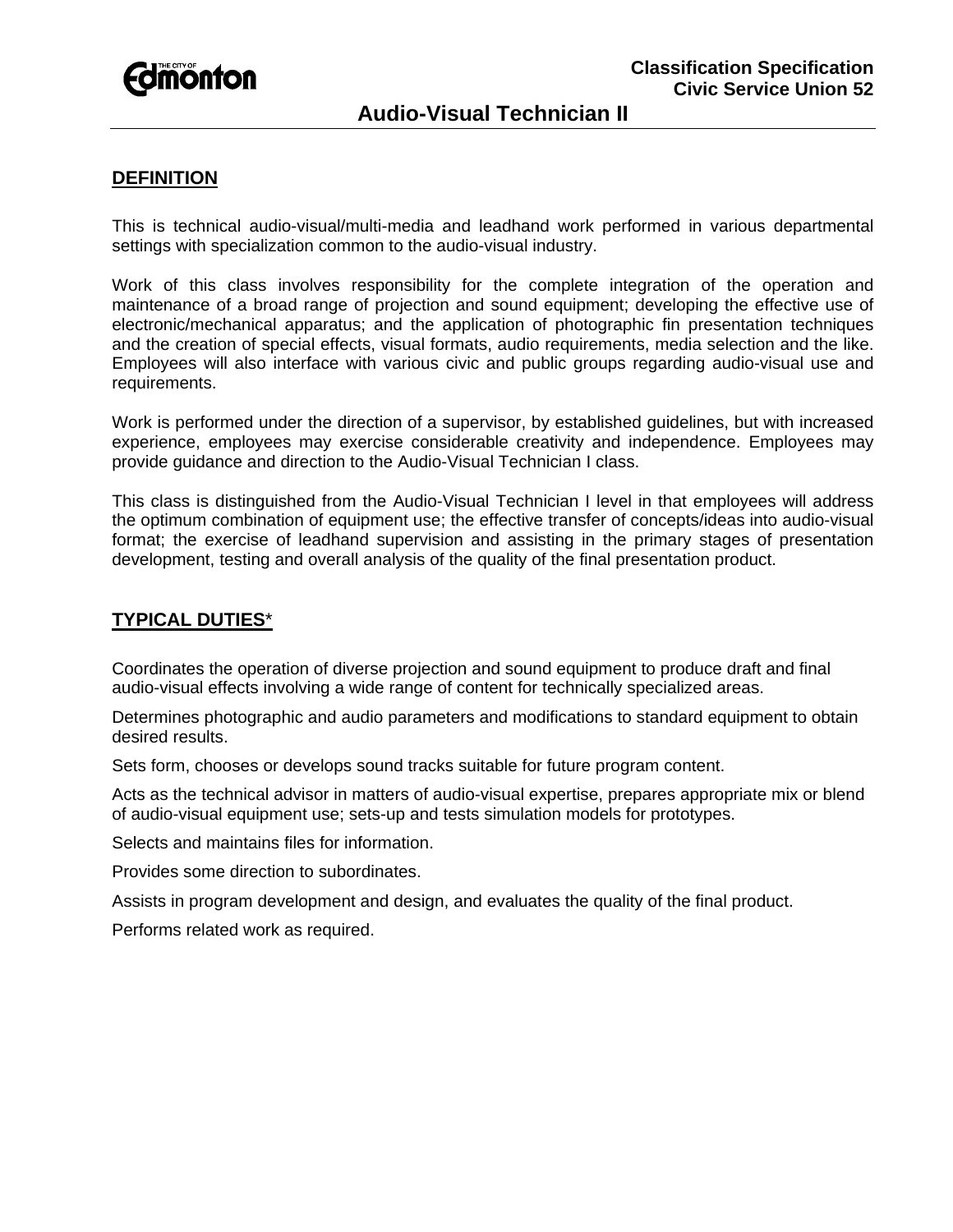**Classification Specification**
**Civic Service Union 52**

# Audio-Visual Technician II

## DEFINITION

This is technical audio-visual/multi-media and leadhand work performed in various departmental settings with specialization common to the audio-visual industry.

Work of this class involves responsibility for the complete integration of the operation and maintenance of a broad range of projection and sound equipment; developing the effective use of electronic/mechanical apparatus; and the application of photographic fin presentation techniques and the creation of special effects, visual formats, audio requirements, media selection and the like. Employees will also interface with various civic and public groups regarding audio-visual use and requirements.

Work is performed under the direction of a supervisor, by established guidelines, but with increased experience, employees may exercise considerable creativity and independence. Employees may provide guidance and direction to the Audio-Visual Technician I class.

This class is distinguished from the Audio-Visual Technician I level in that employees will address the optimum combination of equipment use; the effective transfer of concepts/ideas into audio-visual format; the exercise of leadhand supervision and assisting in the primary stages of presentation development, testing and overall analysis of the quality of the final presentation product.

## TYPICAL DUTIES*

Coordinates the operation of diverse projection and sound equipment to produce draft and final audio-visual effects involving a wide range of content for technically specialized areas.

Determines photographic and audio parameters and modifications to standard equipment to obtain desired results.

Sets form, chooses or develops sound tracks suitable for future program content.

Acts as the technical advisor in matters of audio-visual expertise, prepares appropriate mix or blend of audio-visual equipment use; sets-up and tests simulation models for prototypes.

Selects and maintains files for information.

Provides some direction to subordinates.

Assists in program development and design, and evaluates the quality of the final product.

Performs related work as required.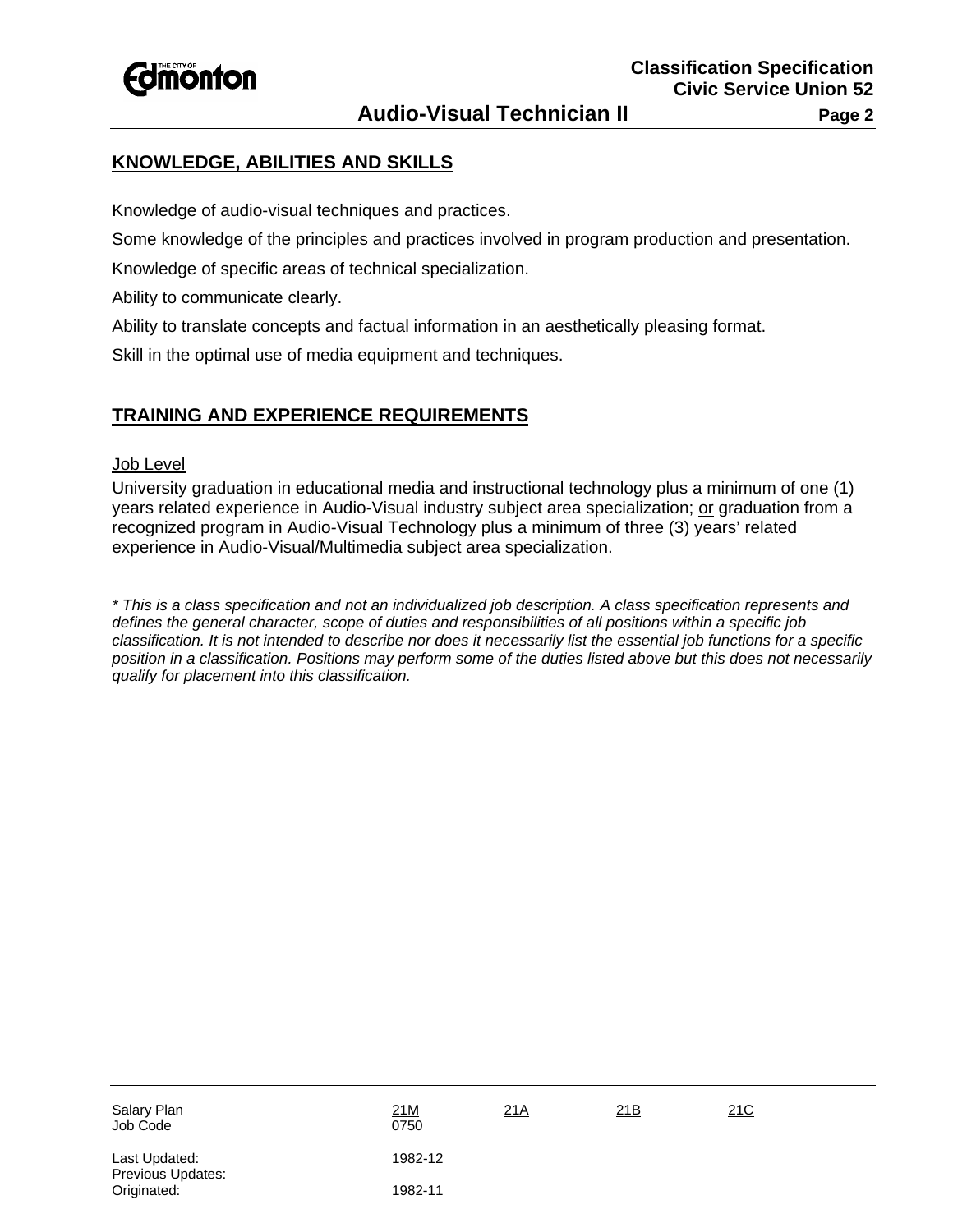## KNOWLEDGE, ABILITIES AND SKILLS

Knowledge of audio-visual techniques and practices.

Some knowledge of the principles and practices involved in program production and presentation.

Knowledge of specific areas of technical specialization.

Ability to communicate clearly.

Ability to translate concepts and factual information in an aesthetically pleasing format.

Skill in the optimal use of media equipment and techniques.

## TRAINING AND EXPERIENCE REQUIREMENTS

Job Level

University graduation in educational media and instructional technology plus a minimum of one (1) years related experience in Audio-Visual industry subject area specialization; or graduation from a recognized program in Audio-Visual Technology plus a minimum of three (3) years' related experience in Audio-Visual/Multimedia subject area specialization.

*\* This is a class specification and not an individualized job description. A class specification represents and defines the general character, scope of duties and responsibilities of all positions within a specific job classification. It is not intended to describe nor does it necessarily list the essential job functions for a specific position in a classification. Positions may perform some of the duties listed above but this does not necessarily qualify for placement into this classification.*

| | | | | |
|---|---|---|---|---|
| Salary Plan | 21M | 21A | 21B | 21C |
| Job Code | 0750 | | | |
| Last Updated: | 1982-12 | | | |
| Previous Updates: | | | | |
| Originated: | 1982-11 | | | |